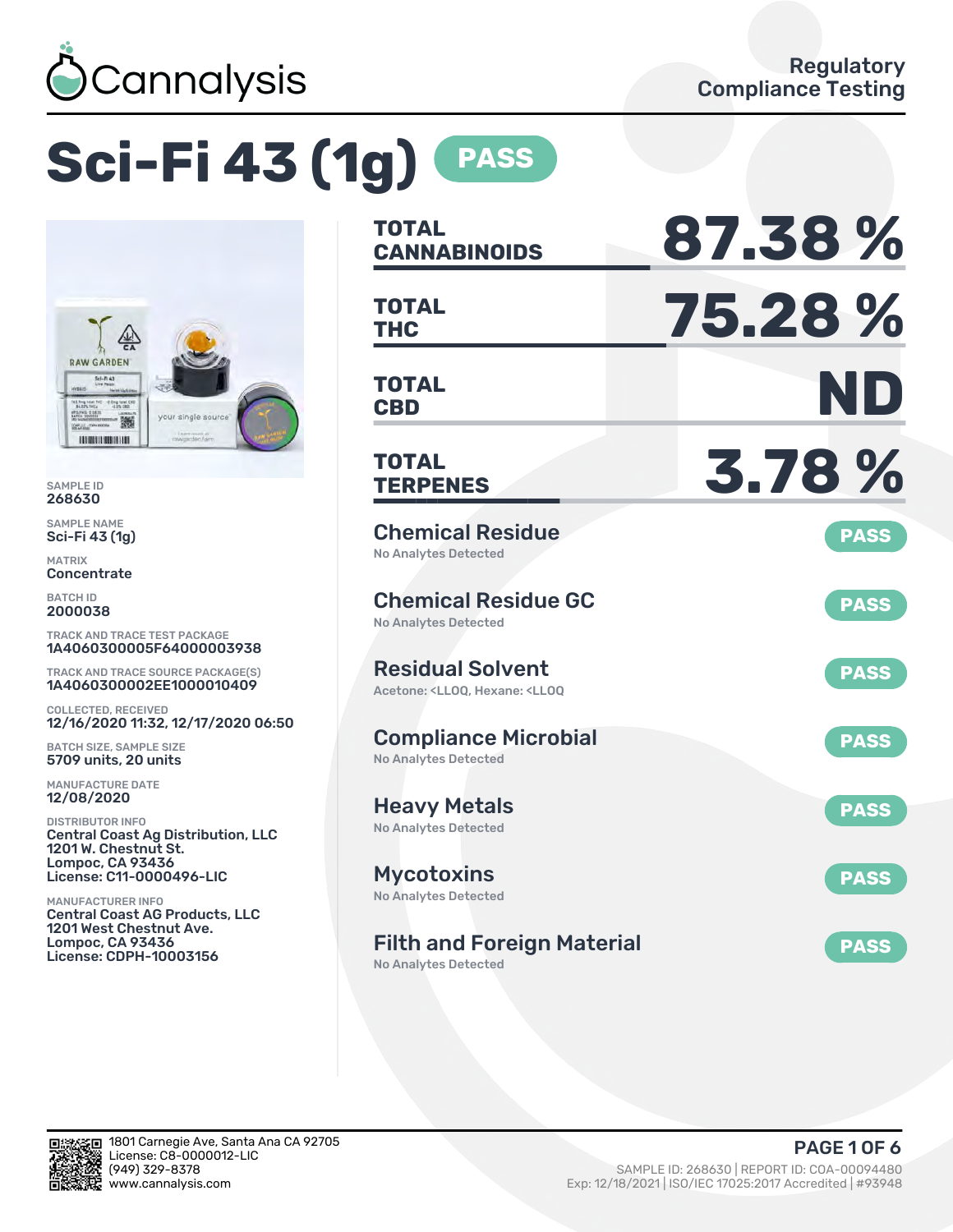# Cannalysis

Regulatory Compliance Testing

# Sci-Fi 43 (1g) PASS

SAMPLE ID
268630

SAMPLE NAME
Sci-Fi 43 (1g)

MATRIX
Concentrate

BATCH ID
2000038

TRACK AND TRACE TEST PACKAGE
1A4060300005F64000003938

TRACK AND TRACE SOURCE PACKAGE(S)
1A4060300002EE1000010409

COLLECTED, RECEIVED
12/16/2020 11:32, 12/17/2020 06:50

BATCH SIZE, SAMPLE SIZE
5709 units, 20 units

MANUFACTURE DATE
12/08/2020

DISTRIBUTOR INFO
Central Coast Ag Distribution, LLC
1201 W. Chestnut St.
Lompoc, CA 93436
License: C11-0000496-LIC

MANUFACTURER INFO
Central Coast AG Products, LLC
1201 West Chestnut Ave.
Lompoc, CA 93436
License: CDPH-10003156

| | |
|---|---|
| TOTAL CANNABINOIDS | 87.38 % |
| TOTAL THC | 75.28 % |
| TOTAL CBD | ND |
| TOTAL TERPENES | 3.78 % |

| Test | Result | Status |
|---|---|---|
| Chemical Residue | No Analytes Detected | PASS |
| Chemical Residue GC | No Analytes Detected | PASS |
| Residual Solvent | Acetone: <LLOQ, Hexane: <LLOQ | PASS |
| Compliance Microbial | No Analytes Detected | PASS |
| Heavy Metals | No Analytes Detected | PASS |
| Mycotoxins | No Analytes Detected | PASS |
| Filth and Foreign Material | No Analytes Detected | PASS |

1801 Carnegie Ave, Santa Ana CA 92705
License: C8-0000012-LIC
(949) 329-8378
www.cannalysis.com

SAMPLE ID: 268630 | REPORT ID: COA-00094480
Exp: 12/18/2021 | ISO/IEC 17025:2017 Accredited | #93948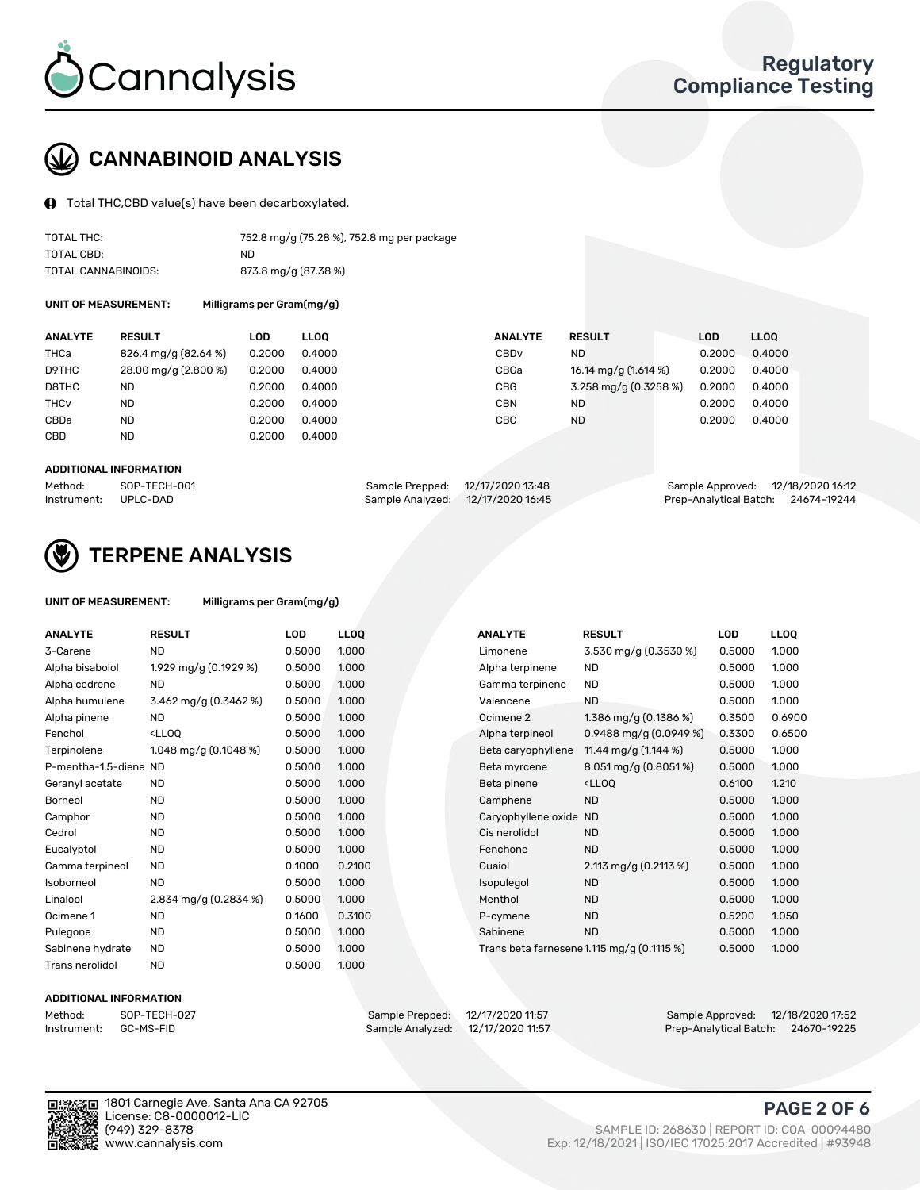# CANNABINOID ANALYSIS

Total THC,CBD value(s) have been decarboxylated.

| | |
|---|---|
| TOTAL THC: | 752.8 mg/g (75.28 %), 752.8 mg per package |
| TOTAL CBD: | ND |
| TOTAL CANNABINOIDS: | 873.8 mg/g (87.38 %) |

**UNIT OF MEASUREMENT:** Milligrams per Gram(mg/g)

| ANALYTE | RESULT | LOD | LLOQ | ANALYTE | RESULT | LOD | LLOQ |
|---|---|---|---|---|---|---|---|
| THCa | 826.4 mg/g (82.64 %) | 0.2000 | 0.4000 | CBDv | ND | 0.2000 | 0.4000 |
| D9THC | 28.00 mg/g (2.800 %) | 0.2000 | 0.4000 | CBGa | 16.14 mg/g (1.614 %) | 0.2000 | 0.4000 |
| D8THC | ND | 0.2000 | 0.4000 | CBG | 3.258 mg/g (0.3258 %) | 0.2000 | 0.4000 |
| THCv | ND | 0.2000 | 0.4000 | CBN | ND | 0.2000 | 0.4000 |
| CBDa | ND | 0.2000 | 0.4000 | CBC | ND | 0.2000 | 0.4000 |
| CBD | ND | 0.2000 | 0.4000 | | | | |

**ADDITIONAL INFORMATION**

| | | | | | |
|---|---|---|---|---|---|
| Method: | SOP-TECH-001 | Sample Prepped: | 12/17/2020 13:48 | Sample Approved: | 12/18/2020 16:12 |
| Instrument: | UPLC-DAD | Sample Analyzed: | 12/17/2020 16:45 | Prep-Analytical Batch: | 24674-19244 |

# TERPENE ANALYSIS

**UNIT OF MEASUREMENT:** Milligrams per Gram(mg/g)

| ANALYTE | RESULT | LOD | LLOQ | ANALYTE | RESULT | LOD | LLOQ |
|---|---|---|---|---|---|---|---|
| 3-Carene | ND | 0.5000 | 1.000 | Limonene | 3.530 mg/g (0.3530 %) | 0.5000 | 1.000 |
| Alpha bisabolol | 1.929 mg/g (0.1929 %) | 0.5000 | 1.000 | Alpha terpinene | ND | 0.5000 | 1.000 |
| Alpha cedrene | ND | 0.5000 | 1.000 | Gamma terpinene | ND | 0.5000 | 1.000 |
| Alpha humulene | 3.462 mg/g (0.3462 %) | 0.5000 | 1.000 | Valencene | ND | 0.5000 | 1.000 |
| Alpha pinene | ND | 0.5000 | 1.000 | Ocimene 2 | 1.386 mg/g (0.1386 %) | 0.3500 | 0.6900 |
| Fenchol | <LLOQ | 0.5000 | 1.000 | Alpha terpineol | 0.9488 mg/g (0.0949 %) | 0.3300 | 0.6500 |
| Terpinolene | 1.048 mg/g (0.1048 %) | 0.5000 | 1.000 | Beta caryophyllene | 11.44 mg/g (1.144 %) | 0.5000 | 1.000 |
| P-mentha-1,5-diene | ND | 0.5000 | 1.000 | Beta myrcene | 8.051 mg/g (0.8051 %) | 0.5000 | 1.000 |
| Geranyl acetate | ND | 0.5000 | 1.000 | Beta pinene | <LLOQ | 0.6100 | 1.210 |
| Borneol | ND | 0.5000 | 1.000 | Camphene | ND | 0.5000 | 1.000 |
| Camphor | ND | 0.5000 | 1.000 | Caryophyllene oxide | ND | 0.5000 | 1.000 |
| Cedrol | ND | 0.5000 | 1.000 | Cis nerolidol | ND | 0.5000 | 1.000 |
| Eucalyptol | ND | 0.5000 | 1.000 | Fenchone | ND | 0.5000 | 1.000 |
| Gamma terpineol | ND | 0.1000 | 0.2100 | Guaiol | 2.113 mg/g (0.2113 %) | 0.5000 | 1.000 |
| Isoborneol | ND | 0.5000 | 1.000 | Isopulegol | ND | 0.5000 | 1.000 |
| Linalool | 2.834 mg/g (0.2834 %) | 0.5000 | 1.000 | Menthol | ND | 0.5000 | 1.000 |
| Ocimene 1 | ND | 0.1600 | 0.3100 | P-cymene | ND | 0.5200 | 1.050 |
| Pulegone | ND | 0.5000 | 1.000 | Sabinene | ND | 0.5000 | 1.000 |
| Sabinene hydrate | ND | 0.5000 | 1.000 | Trans beta farnesene | 1.115 mg/g (0.1115 %) | 0.5000 | 1.000 |
| Trans nerolidol | ND | 0.5000 | 1.000 | | | | |

**ADDITIONAL INFORMATION**

| | | | | | |
|---|---|---|---|---|---|
| Method: | SOP-TECH-027 | Sample Prepped: | 12/17/2020 11:57 | Sample Approved: | 12/18/2020 17:52 |
| Instrument: | GC-MS-FID | Sample Analyzed: | 12/17/2020 11:57 | Prep-Analytical Batch: | 24670-19225 |

1801 Carnegie Ave, Santa Ana CA 92705
License: C8-0000012-LIC
(949) 329-8378
www.cannalysis.com

SAMPLE ID: 268630 | REPORT ID: COA-00094480
Exp: 12/18/2021 | ISO/IEC 17025:2017 Accredited | #93948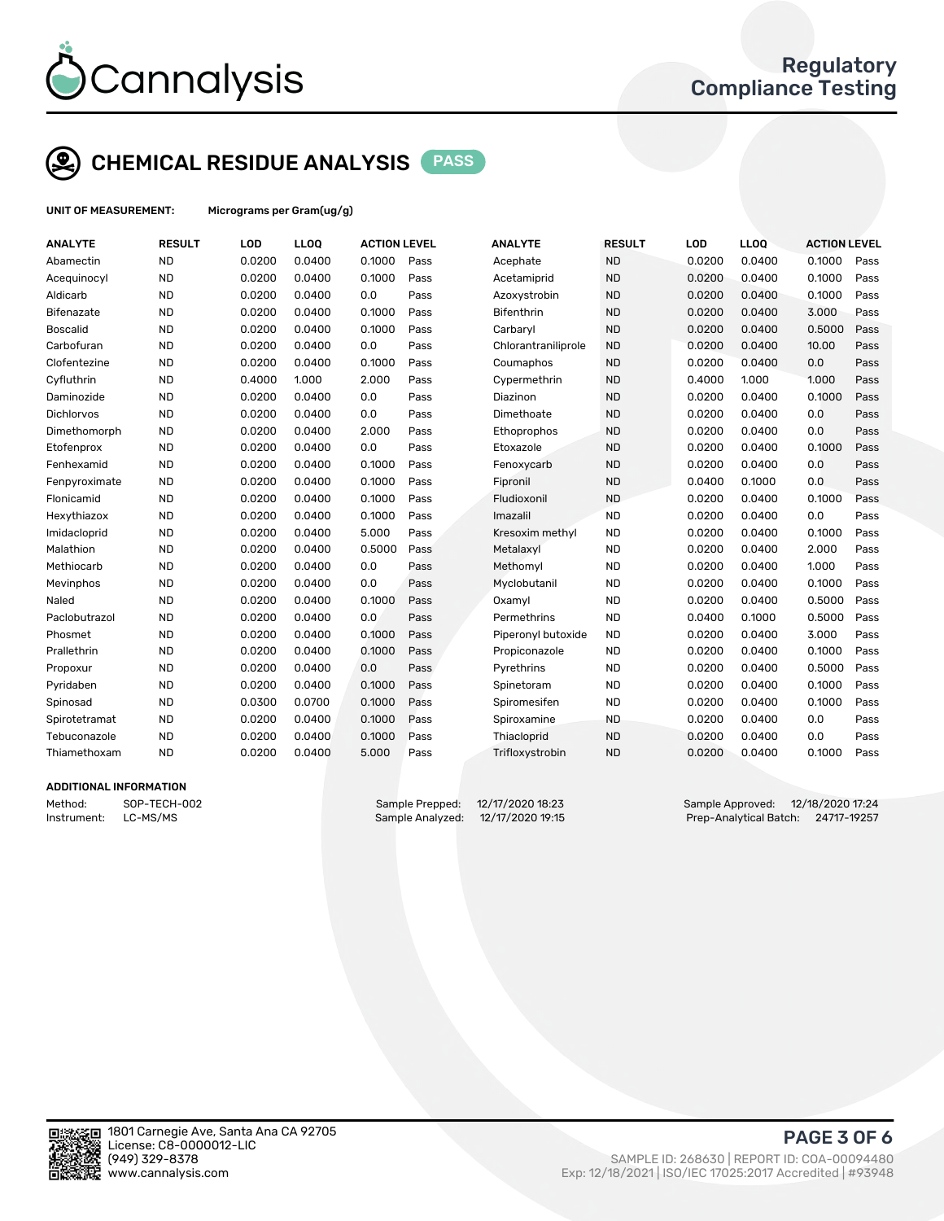# Cannalysis

Regulatory Compliance Testing

## CHEMICAL RESIDUE ANALYSIS PASS

**UNIT OF MEASUREMENT:** Micrograms per Gram(ug/g)

| ANALYTE | RESULT | LOD | LLOQ | ACTION LEVEL | | ANALYTE | RESULT | LOD | LLOQ | ACTION LEVEL | |
|---|---|---|---|---|---|---|---|---|---|---|---|
| Abamectin | ND | 0.0200 | 0.0400 | 0.1000 | Pass | Acephate | ND | 0.0200 | 0.0400 | 0.1000 | Pass |
| Acequinocyl | ND | 0.0200 | 0.0400 | 0.1000 | Pass | Acetamiprid | ND | 0.0200 | 0.0400 | 0.1000 | Pass |
| Aldicarb | ND | 0.0200 | 0.0400 | 0.0 | Pass | Azoxystrobin | ND | 0.0200 | 0.0400 | 0.1000 | Pass |
| Bifenazate | ND | 0.0200 | 0.0400 | 0.1000 | Pass | Bifenthrin | ND | 0.0200 | 0.0400 | 3.000 | Pass |
| Boscalid | ND | 0.0200 | 0.0400 | 0.1000 | Pass | Carbaryl | ND | 0.0200 | 0.0400 | 0.5000 | Pass |
| Carbofuran | ND | 0.0200 | 0.0400 | 0.0 | Pass | Chlorantraniliprole | ND | 0.0200 | 0.0400 | 10.00 | Pass |
| Clofentezine | ND | 0.0200 | 0.0400 | 0.1000 | Pass | Coumaphos | ND | 0.0200 | 0.0400 | 0.0 | Pass |
| Cyfluthrin | ND | 0.4000 | 1.000 | 2.000 | Pass | Cypermethrin | ND | 0.4000 | 1.000 | 1.000 | Pass |
| Daminozide | ND | 0.0200 | 0.0400 | 0.0 | Pass | Diazinon | ND | 0.0200 | 0.0400 | 0.1000 | Pass |
| Dichlorvos | ND | 0.0200 | 0.0400 | 0.0 | Pass | Dimethoate | ND | 0.0200 | 0.0400 | 0.0 | Pass |
| Dimethomorph | ND | 0.0200 | 0.0400 | 2.000 | Pass | Ethoprophos | ND | 0.0200 | 0.0400 | 0.0 | Pass |
| Etofenprox | ND | 0.0200 | 0.0400 | 0.0 | Pass | Etoxazole | ND | 0.0200 | 0.0400 | 0.1000 | Pass |
| Fenhexamid | ND | 0.0200 | 0.0400 | 0.1000 | Pass | Fenoxycarb | ND | 0.0200 | 0.0400 | 0.0 | Pass |
| Fenpyroximate | ND | 0.0200 | 0.0400 | 0.1000 | Pass | Fipronil | ND | 0.0400 | 0.1000 | 0.0 | Pass |
| Flonicamid | ND | 0.0200 | 0.0400 | 0.1000 | Pass | Fludioxonil | ND | 0.0200 | 0.0400 | 0.1000 | Pass |
| Hexythiazox | ND | 0.0200 | 0.0400 | 0.1000 | Pass | Imazalil | ND | 0.0200 | 0.0400 | 0.0 | Pass |
| Imidacloprid | ND | 0.0200 | 0.0400 | 5.000 | Pass | Kresoxim methyl | ND | 0.0200 | 0.0400 | 0.1000 | Pass |
| Malathion | ND | 0.0200 | 0.0400 | 0.5000 | Pass | Metalaxyl | ND | 0.0200 | 0.0400 | 2.000 | Pass |
| Methiocarb | ND | 0.0200 | 0.0400 | 0.0 | Pass | Methomyl | ND | 0.0200 | 0.0400 | 1.000 | Pass |
| Mevinphos | ND | 0.0200 | 0.0400 | 0.0 | Pass | Myclobutanil | ND | 0.0200 | 0.0400 | 0.1000 | Pass |
| Naled | ND | 0.0200 | 0.0400 | 0.1000 | Pass | Oxamyl | ND | 0.0200 | 0.0400 | 0.5000 | Pass |
| Paclobutrazol | ND | 0.0200 | 0.0400 | 0.0 | Pass | Permethrins | ND | 0.0400 | 0.1000 | 0.5000 | Pass |
| Phosmet | ND | 0.0200 | 0.0400 | 0.1000 | Pass | Piperonyl butoxide | ND | 0.0200 | 0.0400 | 3.000 | Pass |
| Prallethrin | ND | 0.0200 | 0.0400 | 0.1000 | Pass | Propiconazole | ND | 0.0200 | 0.0400 | 0.1000 | Pass |
| Propoxur | ND | 0.0200 | 0.0400 | 0.0 | Pass | Pyrethrins | ND | 0.0200 | 0.0400 | 0.5000 | Pass |
| Pyridaben | ND | 0.0200 | 0.0400 | 0.1000 | Pass | Spinetoram | ND | 0.0200 | 0.0400 | 0.1000 | Pass |
| Spinosad | ND | 0.0300 | 0.0700 | 0.1000 | Pass | Spiromesifen | ND | 0.0200 | 0.0400 | 0.1000 | Pass |
| Spirotetramat | ND | 0.0200 | 0.0400 | 0.1000 | Pass | Spiroxamine | ND | 0.0200 | 0.0400 | 0.0 | Pass |
| Tebuconazole | ND | 0.0200 | 0.0400 | 0.1000 | Pass | Thiacloprid | ND | 0.0200 | 0.0400 | 0.0 | Pass |
| Thiamethoxam | ND | 0.0200 | 0.0400 | 5.000 | Pass | Trifloxystrobin | ND | 0.0200 | 0.0400 | 0.1000 | Pass |

### ADDITIONAL INFORMATION

Method: SOP-TECH-002
Instrument: LC-MS/MS

Sample Prepped: 12/17/2020 18:23
Sample Analyzed: 12/17/2020 19:15

Sample Approved: 12/18/2020 17:24
Prep-Analytical Batch: 24717-19257

1801 Carnegie Ave, Santa Ana CA 92705
License: C8-0000012-LIC
(949) 329-8378
www.cannalysis.com

SAMPLE ID: 268630 | REPORT ID: COA-00094480
Exp: 12/18/2021 | ISO/IEC 17025:2017 Accredited | #93948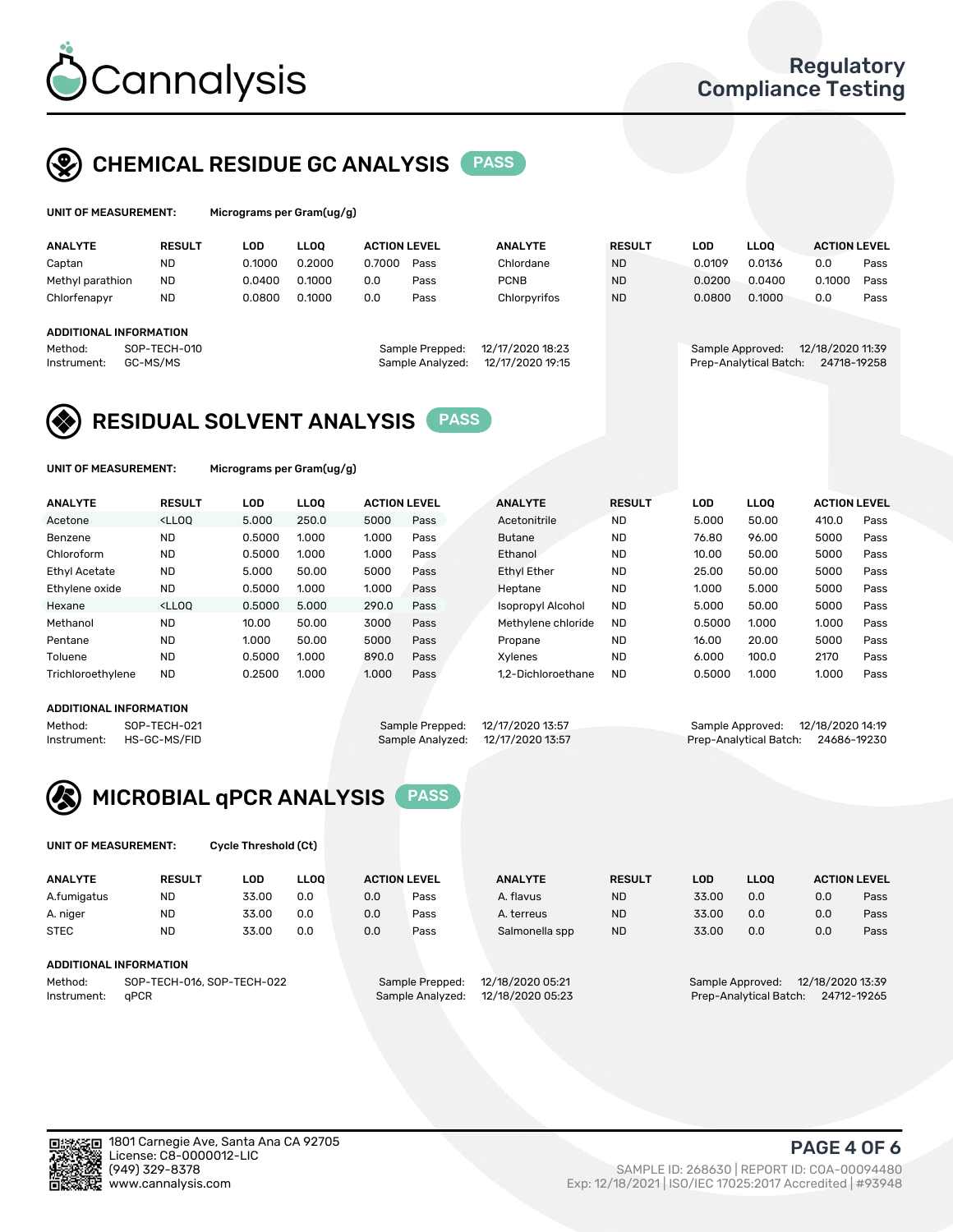# Cannalysis

Regulatory Compliance Testing

## CHEMICAL RESIDUE GC ANALYSIS PASS

**UNIT OF MEASUREMENT:** Micrograms per Gram(ug/g)

| ANALYTE | RESULT | LOD | LLOQ | ACTION LEVEL | | ANALYTE | RESULT | LOD | LLOQ | ACTION LEVEL | |
|---|---|---|---|---|---|---|---|---|---|---|---|
| Captan | ND | 0.1000 | 0.2000 | 0.7000 | Pass | Chlordane | ND | 0.0109 | 0.0136 | 0.0 | Pass |
| Methyl parathion | ND | 0.0400 | 0.1000 | 0.0 | Pass | PCNB | ND | 0.0200 | 0.0400 | 0.1000 | Pass |
| Chlorfenapyr | ND | 0.0800 | 0.1000 | 0.0 | Pass | Chlorpyrifos | ND | 0.0800 | 0.1000 | 0.0 | Pass |

**ADDITIONAL INFORMATION**

Method: SOP-TECH-010
Instrument: GC-MS/MS
Sample Prepped: 12/17/2020 18:23
Sample Analyzed: 12/17/2020 19:15
Sample Approved: 12/18/2020 11:39
Prep-Analytical Batch: 24718-19258

## RESIDUAL SOLVENT ANALYSIS PASS

**UNIT OF MEASUREMENT:** Micrograms per Gram(ug/g)

| ANALYTE | RESULT | LOD | LLOQ | ACTION LEVEL | | ANALYTE | RESULT | LOD | LLOQ | ACTION LEVEL | |
|---|---|---|---|---|---|---|---|---|---|---|---|
| Acetone | <LLOQ | 5.000 | 250.0 | 5000 | Pass | Acetonitrile | ND | 5.000 | 50.00 | 410.0 | Pass |
| Benzene | ND | 0.5000 | 1.000 | 1.000 | Pass | Butane | ND | 76.80 | 96.00 | 5000 | Pass |
| Chloroform | ND | 0.5000 | 1.000 | 1.000 | Pass | Ethanol | ND | 10.00 | 50.00 | 5000 | Pass |
| Ethyl Acetate | ND | 5.000 | 50.00 | 5000 | Pass | Ethyl Ether | ND | 25.00 | 50.00 | 5000 | Pass |
| Ethylene oxide | ND | 0.5000 | 1.000 | 1.000 | Pass | Heptane | ND | 1.000 | 5.000 | 5000 | Pass |
| Hexane | <LLOQ | 0.5000 | 5.000 | 290.0 | Pass | Isopropyl Alcohol | ND | 5.000 | 50.00 | 5000 | Pass |
| Methanol | ND | 10.00 | 50.00 | 3000 | Pass | Methylene chloride | ND | 0.5000 | 1.000 | 1.000 | Pass |
| Pentane | ND | 1.000 | 50.00 | 5000 | Pass | Propane | ND | 16.00 | 20.00 | 5000 | Pass |
| Toluene | ND | 0.5000 | 1.000 | 890.0 | Pass | Xylenes | ND | 6.000 | 100.0 | 2170 | Pass |
| Trichloroethylene | ND | 0.2500 | 1.000 | 1.000 | Pass | 1,2-Dichloroethane | ND | 0.5000 | 1.000 | 1.000 | Pass |

**ADDITIONAL INFORMATION**

Method: SOP-TECH-021
Instrument: HS-GC-MS/FID
Sample Prepped: 12/17/2020 13:57
Sample Analyzed: 12/17/2020 13:57
Sample Approved: 12/18/2020 14:19
Prep-Analytical Batch: 24686-19230

## MICROBIAL qPCR ANALYSIS PASS

**UNIT OF MEASUREMENT:** Cycle Threshold (Ct)

| ANALYTE | RESULT | LOD | LLOQ | ACTION LEVEL | | ANALYTE | RESULT | LOD | LLOQ | ACTION LEVEL | |
|---|---|---|---|---|---|---|---|---|---|---|---|
| A.fumigatus | ND | 33.00 | 0.0 | 0.0 | Pass | A. flavus | ND | 33.00 | 0.0 | 0.0 | Pass |
| A. niger | ND | 33.00 | 0.0 | 0.0 | Pass | A. terreus | ND | 33.00 | 0.0 | 0.0 | Pass |
| STEC | ND | 33.00 | 0.0 | 0.0 | Pass | Salmonella spp | ND | 33.00 | 0.0 | 0.0 | Pass |

**ADDITIONAL INFORMATION**

Method: SOP-TECH-016, SOP-TECH-022
Instrument: qPCR
Sample Prepped: 12/18/2020 05:21
Sample Analyzed: 12/18/2020 05:23
Sample Approved: 12/18/2020 13:39
Prep-Analytical Batch: 24712-19265

1801 Carnegie Ave, Santa Ana CA 92705
License: C8-0000012-LIC
(949) 329-8378
www.cannalysis.com

SAMPLE ID: 268630 | REPORT ID: COA-00094480
Exp: 12/18/2021 | ISO/IEC 17025:2017 Accredited | #93948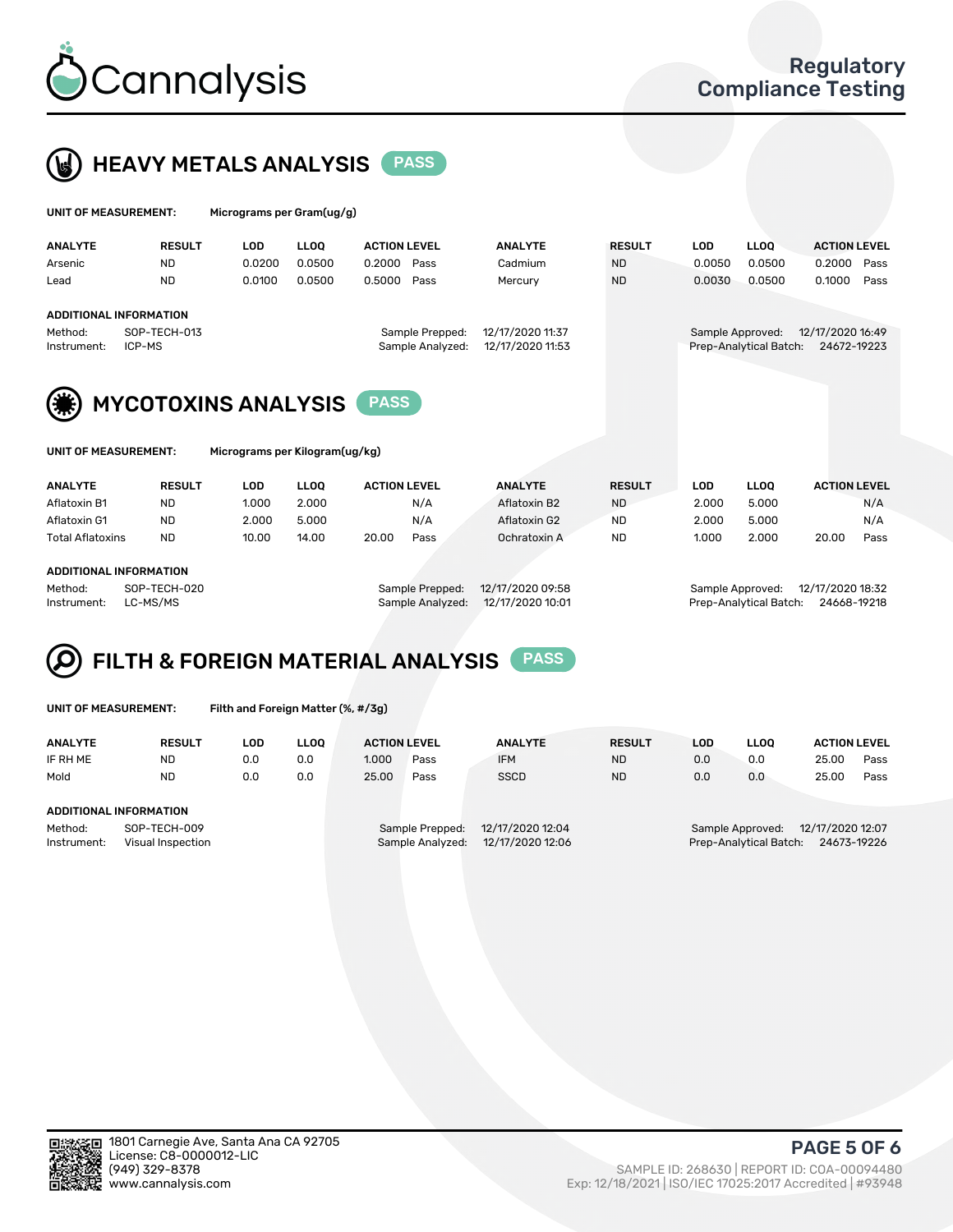# HEAVY METALS ANALYSIS PASS

**UNIT OF MEASUREMENT:** Micrograms per Gram(ug/g)

| ANALYTE | RESULT | LOD | LLOQ | ACTION LEVEL | | ANALYTE | RESULT | LOD | LLOQ | ACTION LEVEL | |
|---|---|---|---|---|---|---|---|---|---|---|---|
| Arsenic | ND | 0.0200 | 0.0500 | 0.2000 | Pass | Cadmium | ND | 0.0050 | 0.0500 | 0.2000 | Pass |
| Lead | ND | 0.0100 | 0.0500 | 0.5000 | Pass | Mercury | ND | 0.0030 | 0.0500 | 0.1000 | Pass |

**ADDITIONAL INFORMATION**

Method: SOP-TECH-013
Instrument: ICP-MS
Sample Prepped: 12/17/2020 11:37
Sample Analyzed: 12/17/2020 11:53
Sample Approved: 12/17/2020 16:49
Prep-Analytical Batch: 24672-19223

# MYCOTOXINS ANALYSIS PASS

**UNIT OF MEASUREMENT:** Micrograms per Kilogram(ug/kg)

| ANALYTE | RESULT | LOD | LLOQ | ACTION LEVEL | | ANALYTE | RESULT | LOD | LLOQ | ACTION LEVEL | |
|---|---|---|---|---|---|---|---|---|---|---|---|
| Aflatoxin B1 | ND | 1.000 | 2.000 | | N/A | Aflatoxin B2 | ND | 2.000 | 5.000 | | N/A |
| Aflatoxin G1 | ND | 2.000 | 5.000 | | N/A | Aflatoxin G2 | ND | 2.000 | 5.000 | | N/A |
| Total Aflatoxins | ND | 10.00 | 14.00 | 20.00 | Pass | Ochratoxin A | ND | 1.000 | 2.000 | 20.00 | Pass |

**ADDITIONAL INFORMATION**

Method: SOP-TECH-020
Instrument: LC-MS/MS
Sample Prepped: 12/17/2020 09:58
Sample Analyzed: 12/17/2020 10:01
Sample Approved: 12/17/2020 18:32
Prep-Analytical Batch: 24668-19218

# FILTH & FOREIGN MATERIAL ANALYSIS PASS

**UNIT OF MEASUREMENT:** Filth and Foreign Matter (%, #/3g)

| ANALYTE | RESULT | LOD | LLOQ | ACTION LEVEL | | ANALYTE | RESULT | LOD | LLOQ | ACTION LEVEL | |
|---|---|---|---|---|---|---|---|---|---|---|---|
| IF RH ME | ND | 0.0 | 0.0 | 1.000 | Pass | IFM | ND | 0.0 | 0.0 | 25.00 | Pass |
| Mold | ND | 0.0 | 0.0 | 25.00 | Pass | SSCD | ND | 0.0 | 0.0 | 25.00 | Pass |

**ADDITIONAL INFORMATION**

Method: SOP-TECH-009
Instrument: Visual Inspection
Sample Prepped: 12/17/2020 12:04
Sample Analyzed: 12/17/2020 12:06
Sample Approved: 12/17/2020 12:07
Prep-Analytical Batch: 24673-19226

1801 Carnegie Ave, Santa Ana CA 92705
License: C8-0000012-LIC
(949) 329-8378
www.cannalysis.com

SAMPLE ID: 268630 | REPORT ID: COA-00094480
Exp: 12/18/2021 | ISO/IEC 17025:2017 Accredited | #93948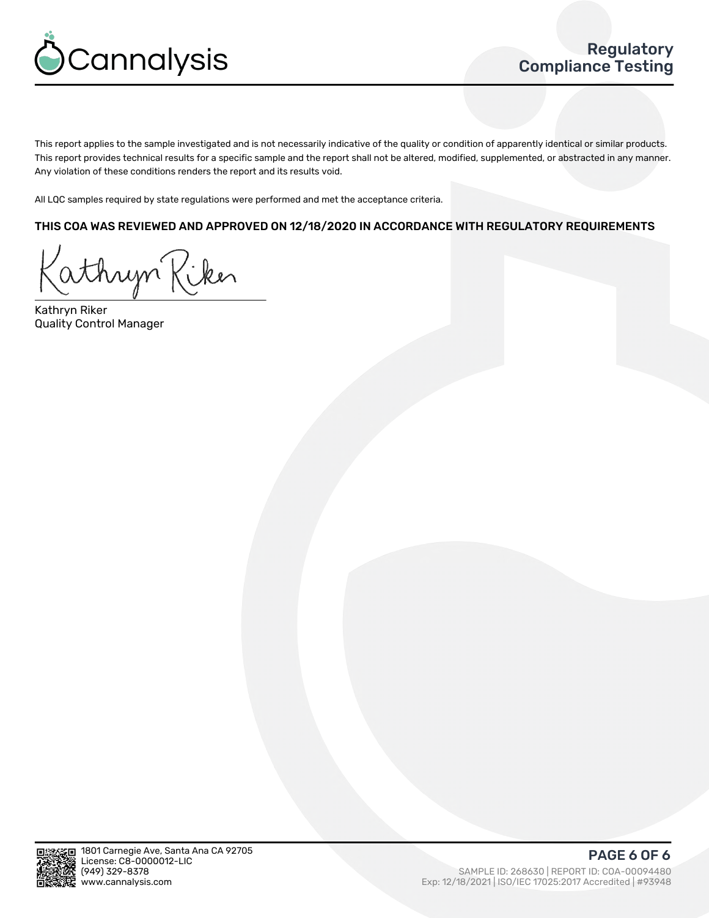This report applies to the sample investigated and is not necessarily indicative of the quality or condition of apparently identical or similar products. This report provides technical results for a specific sample and the report shall not be altered, modified, supplemented, or abstracted in any manner. Any violation of these conditions renders the report and its results void.

All LQC samples required by state regulations were performed and met the acceptance criteria.

**THIS COA WAS REVIEWED AND APPROVED ON 12/18/2020 IN ACCORDANCE WITH REGULATORY REQUIREMENTS**

Kathryn Riker
Quality Control Manager